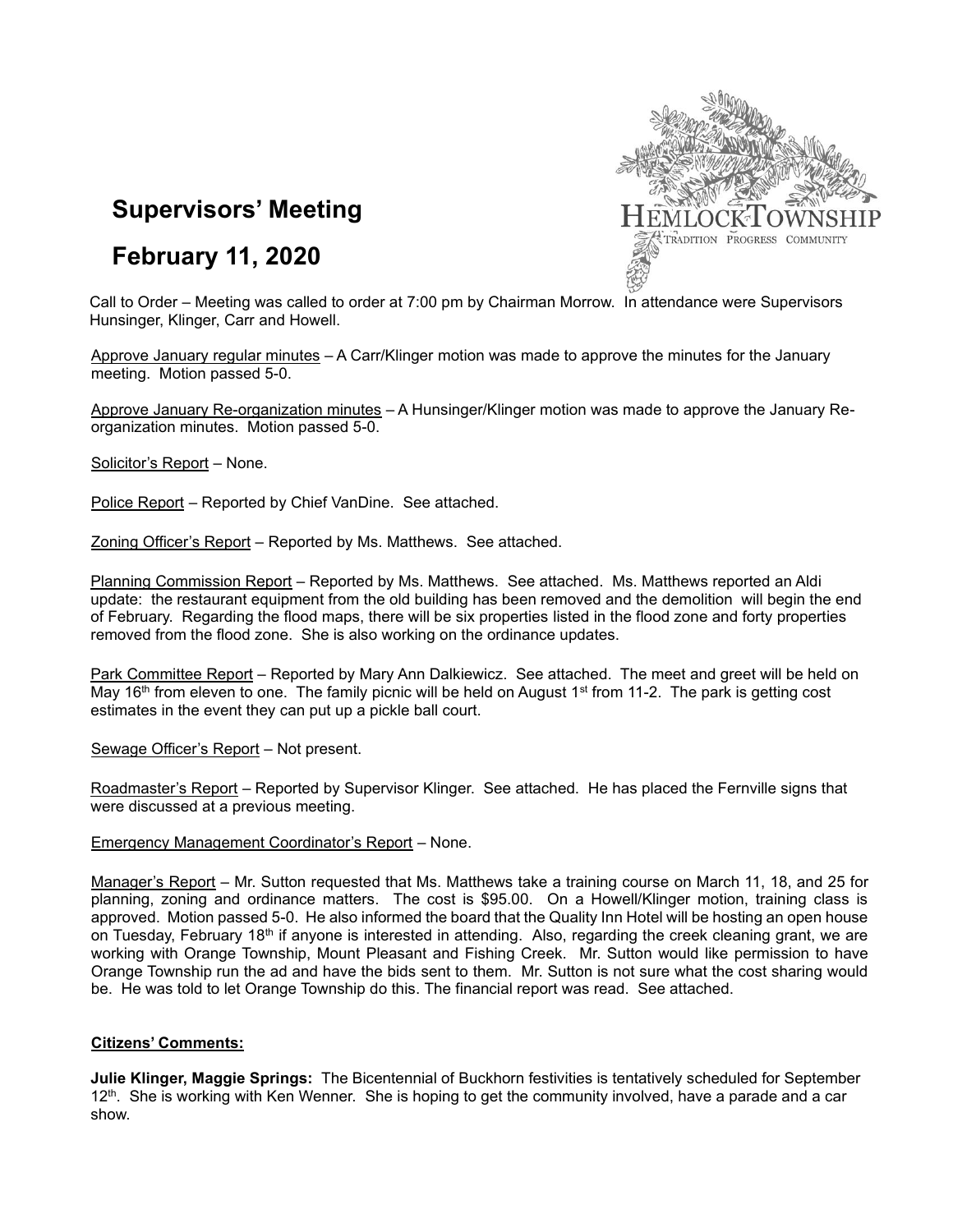# Supervisors' Meeting

# February 11, 2020

HEMLOCK TOWNSHIP
TRADITION PROGRESS COMMUNITY

Call to Order – Meeting was called to order at 7:00 pm by Chairman Morrow. In attendance were Supervisors Hunsinger, Klinger, Carr and Howell.

Approve January regular minutes – A Carr/Klinger motion was made to approve the minutes for the January meeting. Motion passed 5-0.

Approve January Re-organization minutes – A Hunsinger/Klinger motion was made to approve the January Re-organization minutes. Motion passed 5-0.

Solicitor's Report – None.

Police Report – Reported by Chief VanDine. See attached.

Zoning Officer's Report – Reported by Ms. Matthews. See attached.

Planning Commission Report – Reported by Ms. Matthews. See attached. Ms. Matthews reported an Aldi update: the restaurant equipment from the old building has been removed and the demolition will begin the end of February. Regarding the flood maps, there will be six properties listed in the flood zone and forty properties removed from the flood zone. She is also working on the ordinance updates.

Park Committee Report – Reported by Mary Ann Dalkiewicz. See attached. The meet and greet will be held on May 16th from eleven to one. The family picnic will be held on August 1st from 11-2. The park is getting cost estimates in the event they can put up a pickle ball court.

Sewage Officer's Report – Not present.

Roadmaster's Report – Reported by Supervisor Klinger. See attached. He has placed the Fernville signs that were discussed at a previous meeting.

Emergency Management Coordinator's Report – None.

Manager's Report – Mr. Sutton requested that Ms. Matthews take a training course on March 11, 18, and 25 for planning, zoning and ordinance matters. The cost is $95.00. On a Howell/Klinger motion, training class is approved. Motion passed 5-0. He also informed the board that the Quality Inn Hotel will be hosting an open house on Tuesday, February 18th if anyone is interested in attending. Also, regarding the creek cleaning grant, we are working with Orange Township, Mount Pleasant and Fishing Creek. Mr. Sutton would like permission to have Orange Township run the ad and have the bids sent to them. Mr. Sutton is not sure what the cost sharing would be. He was told to let Orange Township do this. The financial report was read. See attached.

**Citizens' Comments:**

**Julie Klinger, Maggie Springs:** The Bicentennial of Buckhorn festivities is tentatively scheduled for September 12th. She is working with Ken Wenner. She is hoping to get the community involved, have a parade and a car show.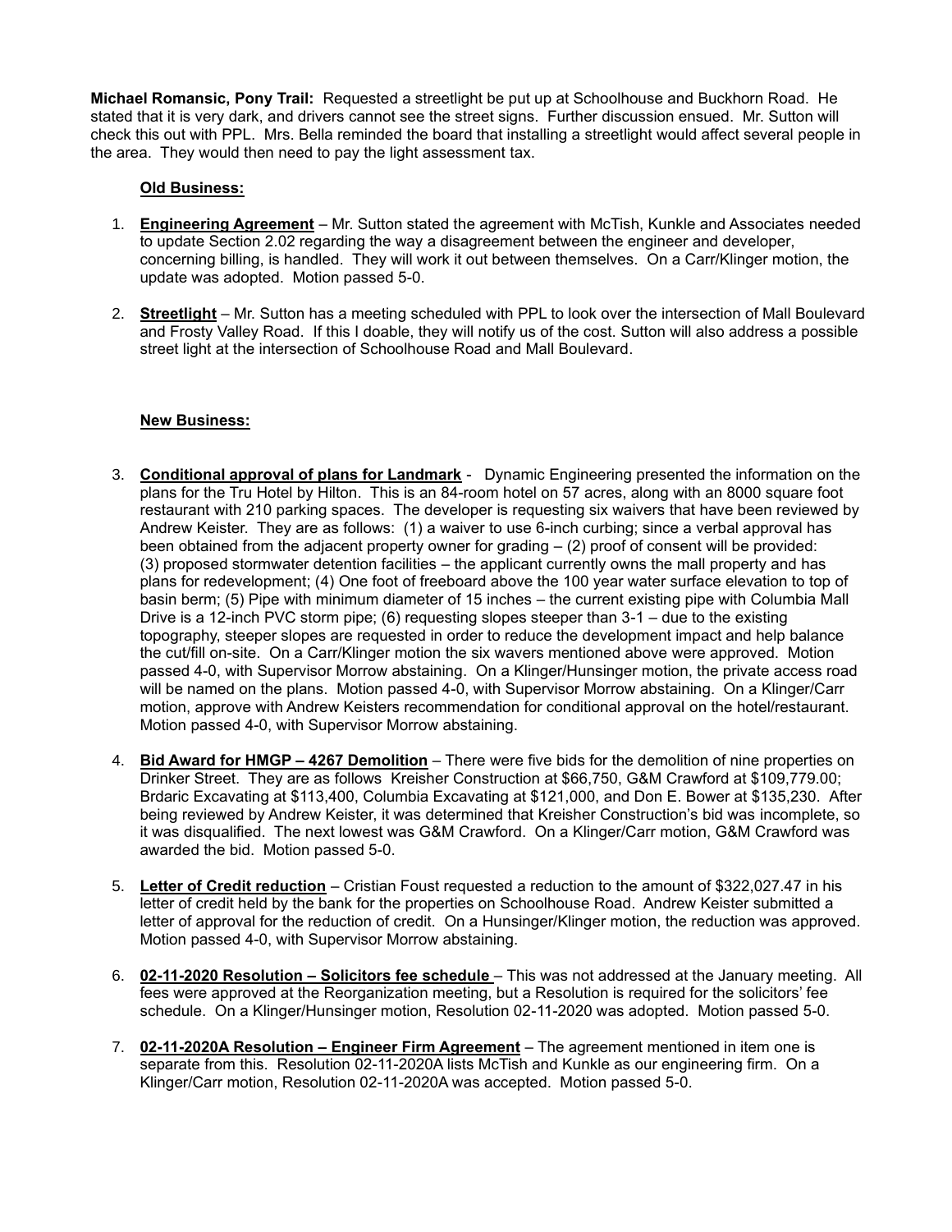**Michael Romansic, Pony Trail:** Requested a streetlight be put up at Schoolhouse and Buckhorn Road. He stated that it is very dark, and drivers cannot see the street signs. Further discussion ensued. Mr. Sutton will check this out with PPL. Mrs. Bella reminded the board that installing a streetlight would affect several people in the area. They would then need to pay the light assessment tax.

**Old Business:**

1. **Engineering Agreement** – Mr. Sutton stated the agreement with McTish, Kunkle and Associates needed to update Section 2.02 regarding the way a disagreement between the engineer and developer, concerning billing, is handled. They will work it out between themselves. On a Carr/Klinger motion, the update was adopted. Motion passed 5-0.

2. **Streetlight** – Mr. Sutton has a meeting scheduled with PPL to look over the intersection of Mall Boulevard and Frosty Valley Road. If this I doable, they will notify us of the cost. Sutton will also address a possible street light at the intersection of Schoolhouse Road and Mall Boulevard.

**New Business:**

3. **Conditional approval of plans for Landmark** - Dynamic Engineering presented the information on the plans for the Tru Hotel by Hilton. This is an 84-room hotel on 57 acres, along with an 8000 square foot restaurant with 210 parking spaces. The developer is requesting six waivers that have been reviewed by Andrew Keister. They are as follows: (1) a waiver to use 6-inch curbing; since a verbal approval has been obtained from the adjacent property owner for grading – (2) proof of consent will be provided: (3) proposed stormwater detention facilities – the applicant currently owns the mall property and has plans for redevelopment; (4) One foot of freeboard above the 100 year water surface elevation to top of basin berm; (5) Pipe with minimum diameter of 15 inches – the current existing pipe with Columbia Mall Drive is a 12-inch PVC storm pipe; (6) requesting slopes steeper than 3-1 – due to the existing topography, steeper slopes are requested in order to reduce the development impact and help balance the cut/fill on-site. On a Carr/Klinger motion the six wavers mentioned above were approved. Motion passed 4-0, with Supervisor Morrow abstaining. On a Klinger/Hunsinger motion, the private access road will be named on the plans. Motion passed 4-0, with Supervisor Morrow abstaining. On a Klinger/Carr motion, approve with Andrew Keisters recommendation for conditional approval on the hotel/restaurant. Motion passed 4-0, with Supervisor Morrow abstaining.

4. **Bid Award for HMGP – 4267 Demolition** – There were five bids for the demolition of nine properties on Drinker Street. They are as follows Kreisher Construction at $66,750, G&M Crawford at $109,779.00; Brdaric Excavating at $113,400, Columbia Excavating at $121,000, and Don E. Bower at $135,230. After being reviewed by Andrew Keister, it was determined that Kreisher Construction's bid was incomplete, so it was disqualified. The next lowest was G&M Crawford. On a Klinger/Carr motion, G&M Crawford was awarded the bid. Motion passed 5-0.

5. **Letter of Credit reduction** – Cristian Foust requested a reduction to the amount of $322,027.47 in his letter of credit held by the bank for the properties on Schoolhouse Road. Andrew Keister submitted a letter of approval for the reduction of credit. On a Hunsinger/Klinger motion, the reduction was approved. Motion passed 4-0, with Supervisor Morrow abstaining.

6. **02-11-2020 Resolution – Solicitors fee schedule** – This was not addressed at the January meeting. All fees were approved at the Reorganization meeting, but a Resolution is required for the solicitors' fee schedule. On a Klinger/Hunsinger motion, Resolution 02-11-2020 was adopted. Motion passed 5-0.

7. **02-11-2020A Resolution – Engineer Firm Agreement** – The agreement mentioned in item one is separate from this. Resolution 02-11-2020A lists McTish and Kunkle as our engineering firm. On a Klinger/Carr motion, Resolution 02-11-2020A was accepted. Motion passed 5-0.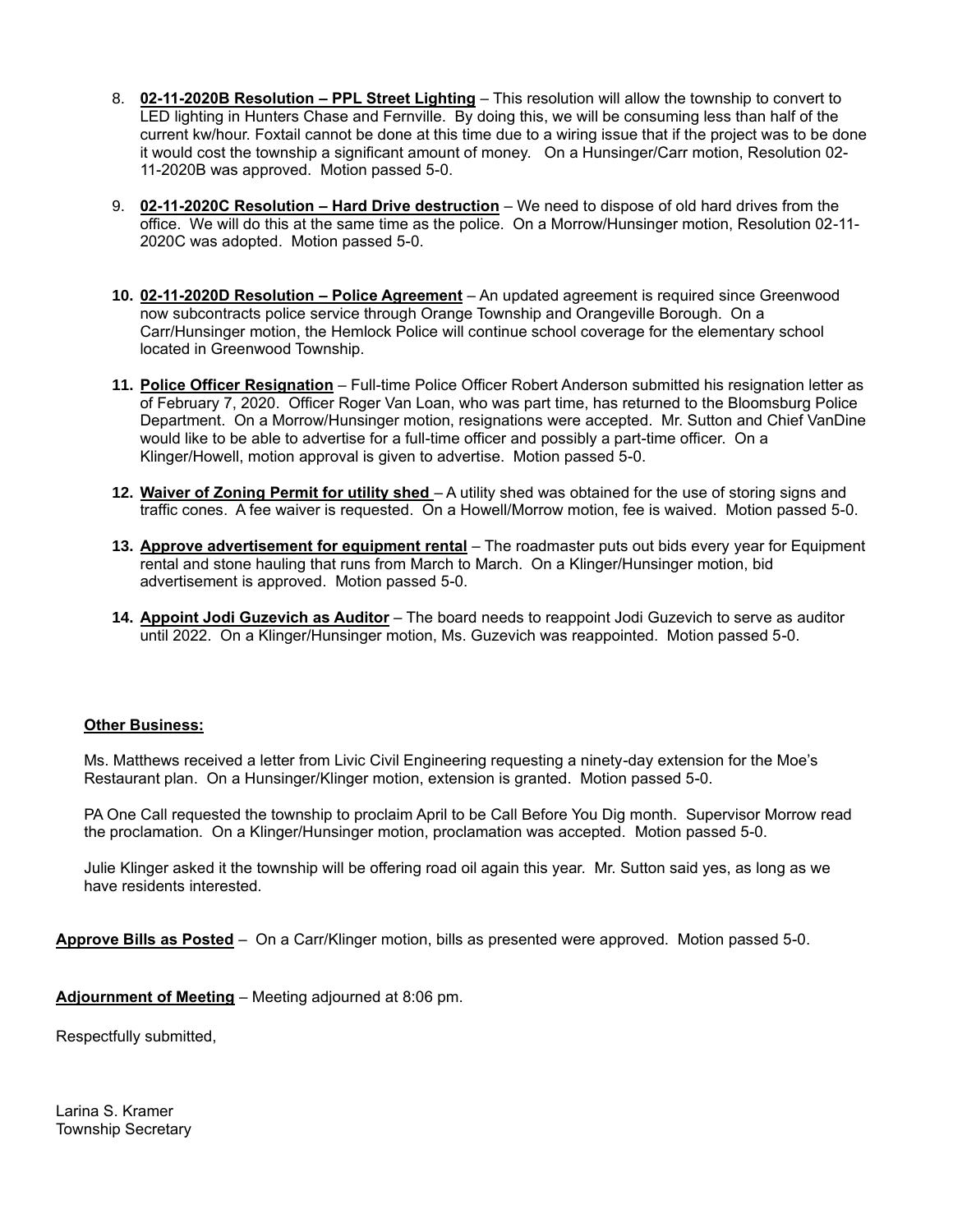8. **02-11-2020B Resolution – PPL Street Lighting** – This resolution will allow the township to convert to LED lighting in Hunters Chase and Fernville. By doing this, we will be consuming less than half of the current kw/hour. Foxtail cannot be done at this time due to a wiring issue that if the project was to be done it would cost the township a significant amount of money. On a Hunsinger/Carr motion, Resolution 02-11-2020B was approved. Motion passed 5-0.

9. **02-11-2020C Resolution – Hard Drive destruction** – We need to dispose of old hard drives from the office. We will do this at the same time as the police. On a Morrow/Hunsinger motion, Resolution 02-11-2020C was adopted. Motion passed 5-0.

10. **02-11-2020D Resolution – Police Agreement** – An updated agreement is required since Greenwood now subcontracts police service through Orange Township and Orangeville Borough. On a Carr/Hunsinger motion, the Hemlock Police will continue school coverage for the elementary school located in Greenwood Township.

11. **Police Officer Resignation** – Full-time Police Officer Robert Anderson submitted his resignation letter as of February 7, 2020. Officer Roger Van Loan, who was part time, has returned to the Bloomsburg Police Department. On a Morrow/Hunsinger motion, resignations were accepted. Mr. Sutton and Chief VanDine would like to be able to advertise for a full-time officer and possibly a part-time officer. On a Klinger/Howell, motion approval is given to advertise. Motion passed 5-0.

12. **Waiver of Zoning Permit for utility shed** – A utility shed was obtained for the use of storing signs and traffic cones. A fee waiver is requested. On a Howell/Morrow motion, fee is waived. Motion passed 5-0.

13. **Approve advertisement for equipment rental** – The roadmaster puts out bids every year for Equipment rental and stone hauling that runs from March to March. On a Klinger/Hunsinger motion, bid advertisement is approved. Motion passed 5-0.

14. **Appoint Jodi Guzevich as Auditor** – The board needs to reappoint Jodi Guzevich to serve as auditor until 2022. On a Klinger/Hunsinger motion, Ms. Guzevich was reappointed. Motion passed 5-0.

**Other Business:**

Ms. Matthews received a letter from Livic Civil Engineering requesting a ninety-day extension for the Moe's Restaurant plan. On a Hunsinger/Klinger motion, extension is granted. Motion passed 5-0.

PA One Call requested the township to proclaim April to be Call Before You Dig month. Supervisor Morrow read the proclamation. On a Klinger/Hunsinger motion, proclamation was accepted. Motion passed 5-0.

Julie Klinger asked it the township will be offering road oil again this year. Mr. Sutton said yes, as long as we have residents interested.

**Approve Bills as Posted** – On a Carr/Klinger motion, bills as presented were approved. Motion passed 5-0.

**Adjournment of Meeting** – Meeting adjourned at 8:06 pm.

Respectfully submitted,

Larina S. Kramer
Township Secretary